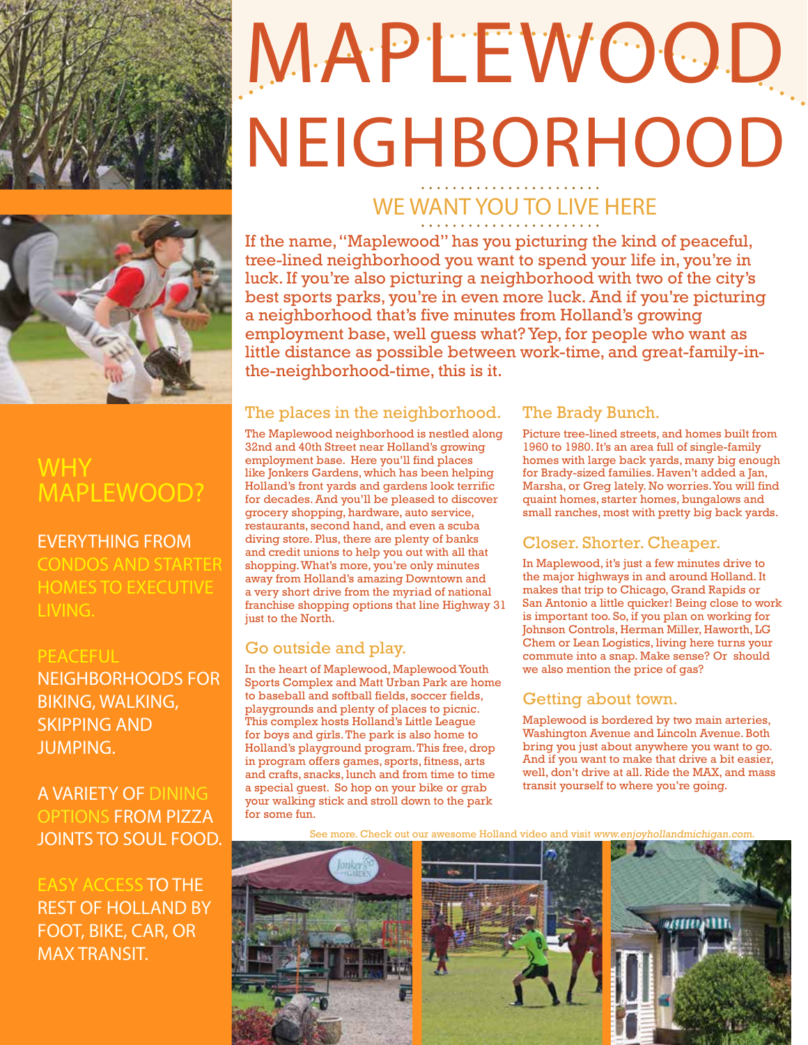# MAPLEWOOD NEIGHBORHOOD

## WE WANT YOU TO LIVE HERE

If the name, "Maplewood" has you picturing the kind of peaceful, tree-lined neighborhood you want to spend your life in, you're in luck. If you're also picturing a neighborhood with two of the city's best sports parks, you're in even more luck. And if you're picturing a neighborhood that's five minutes from Holland's growing employment base, well guess what? Yep, for people who want as little distance as possible between work-time, and great-family-in-the-neighborhood-time, this is it.

### The places in the neighborhood.

The Maplewood neighborhood is nestled along 32nd and 40th Street near Holland's growing employment base. Here you'll find places like Jonkers Gardens, which has been helping Holland's front yards and gardens look terrific for decades. And you'll be pleased to discover grocery shopping, hardware, auto service, restaurants, second hand, and even a scuba diving store. Plus, there are plenty of banks and credit unions to help you out with all that shopping. What's more, you're only minutes away from Holland's amazing Downtown and a very short drive from the myriad of national franchise shopping options that line Highway 31 just to the North.

### Go outside and play.

In the heart of Maplewood, Maplewood Youth Sports Complex and Matt Urban Park are home to baseball and softball fields, soccer fields, playgrounds and plenty of places to picnic. This complex hosts Holland's Little League for boys and girls. The park is also home to Holland's playground program. This free, drop in program offers games, sports, fitness, arts and crafts, snacks, lunch and from time to time a special guest. So hop on your bike or grab your walking stick and stroll down to the park for some fun.

### The Brady Bunch.

Picture tree-lined streets, and homes built from 1960 to 1980. It's an area full of single-family homes with large back yards, many big enough for Brady-sized families. Haven't added a Jan, Marsha, or Greg lately. No worries. You will find quaint homes, starter homes, bungalows and small ranches, most with pretty big back yards.

### Closer. Shorter. Cheaper.

In Maplewood, it's just a few minutes drive to the major highways in and around Holland. It makes that trip to Chicago, Grand Rapids or San Antonio a little quicker! Being close to work is important too. So, if you plan on working for Johnson Controls, Herman Miller, Haworth, LG Chem or Lean Logistics, living here turns your commute into a snap. Make sense? Or should we also mention the price of gas?

### Getting about town.

Maplewood is bordered by two main arteries, Washington Avenue and Lincoln Avenue. Both bring you just about anywhere you want to go. And if you want to make that drive a bit easier, well, don't drive at all. Ride the MAX, and mass transit yourself to where you're going.

See more. Check out our awesome Holland video and visit *www.enjoyhollandmichigan.com.*

## WHY MAPLEWOOD?

EVERYTHING FROM CONDOS AND STARTER HOMES TO EXECUTIVE LIVING.

PEACEFUL NEIGHBORHOODS FOR BIKING, WALKING, SKIPPING AND JUMPING.

A VARIETY OF DINING OPTIONS FROM PIZZA JOINTS TO SOUL FOOD.

EASY ACCESS TO THE REST OF HOLLAND BY FOOT, BIKE, CAR, OR MAX TRANSIT.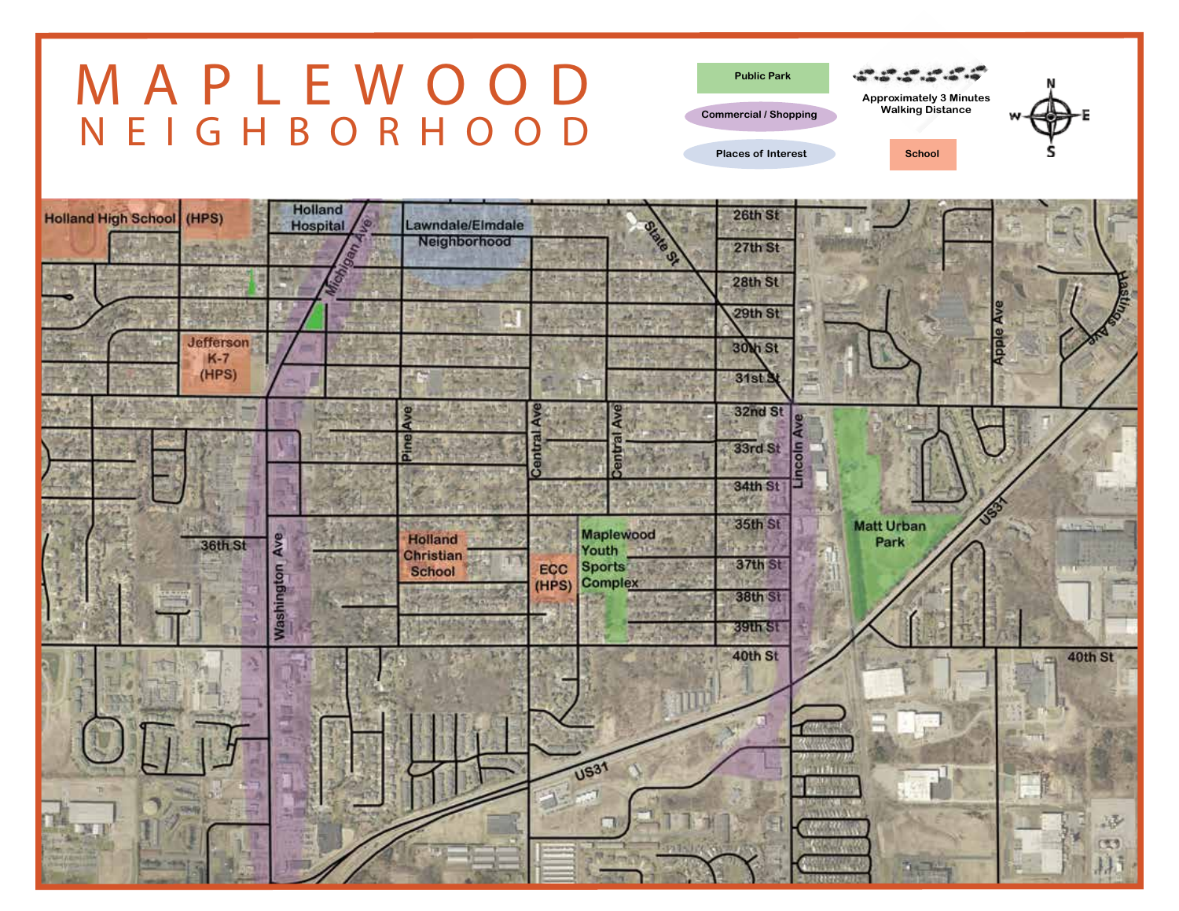# MAPLEWOOD NEIGHBORHOOD

Public Park

Commercial / Shopping

Places of Interest

Approximately 3 Minutes Walking Distance

School

N
W E
S

Holland High School (HPS)

Holland Hospital

Lawndale/Elmdale Neighborhood

Michigan Ave

State St

26th St

27th St

28th St

29th St

30th St

31st St

32nd St

33rd St

34th St

35th St

37th St

38th St

39th St

40th St

Jefferson K-7 (HPS)

Pine Ave

Central Ave

Central Ave

Lincoln Ave

Apple Ave

Hastings Ave

Matt Urban Park

US31

36th St

Washington Ave

Holland Christian School

ECC (HPS)

Maplewood Youth Sports Complex

40th St

US31